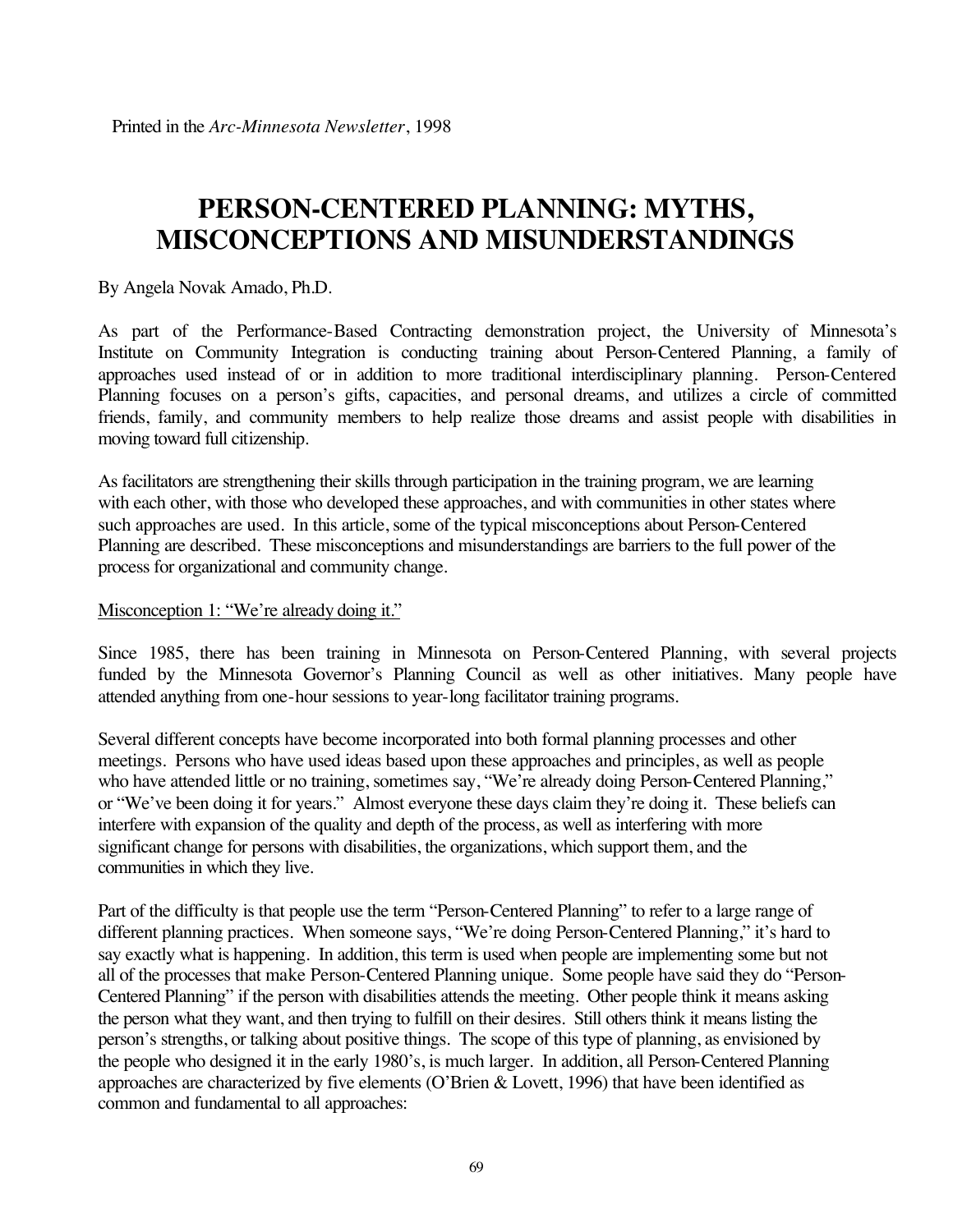Printed in the *Arc-Minnesota Newsletter*, 1998

# PERSON-CENTERED PLANNING: MYTHS, MISCONCEPTIONS AND MISUNDERSTANDINGS

By Angela Novak Amado, Ph.D.

As part of the Performance-Based Contracting demonstration project, the University of Minnesota's Institute on Community Integration is conducting training about Person-Centered Planning, a family of approaches used instead of or in addition to more traditional interdisciplinary planning. Person-Centered Planning focuses on a person's gifts, capacities, and personal dreams, and utilizes a circle of committed friends, family, and community members to help realize those dreams and assist people with disabilities in moving toward full citizenship.

As facilitators are strengthening their skills through participation in the training program, we are learning with each other, with those who developed these approaches, and with communities in other states where such approaches are used. In this article, some of the typical misconceptions about Person-Centered Planning are described. These misconceptions and misunderstandings are barriers to the full power of the process for organizational and community change.

Misconception 1: "We're already doing it."

Since 1985, there has been training in Minnesota on Person-Centered Planning, with several projects funded by the Minnesota Governor's Planning Council as well as other initiatives. Many people have attended anything from one-hour sessions to year-long facilitator training programs.

Several different concepts have become incorporated into both formal planning processes and other meetings. Persons who have used ideas based upon these approaches and principles, as well as people who have attended little or no training, sometimes say, "We're already doing Person-Centered Planning," or "We've been doing it for years." Almost everyone these days claim they're doing it. These beliefs can interfere with expansion of the quality and depth of the process, as well as interfering with more significant change for persons with disabilities, the organizations, which support them, and the communities in which they live.

Part of the difficulty is that people use the term "Person-Centered Planning" to refer to a large range of different planning practices. When someone says, "We're doing Person-Centered Planning," it's hard to say exactly what is happening. In addition, this term is used when people are implementing some but not all of the processes that make Person-Centered Planning unique. Some people have said they do "Person-Centered Planning" if the person with disabilities attends the meeting. Other people think it means asking the person what they want, and then trying to fulfill on their desires. Still others think it means listing the person's strengths, or talking about positive things. The scope of this type of planning, as envisioned by the people who designed it in the early 1980's, is much larger. In addition, all Person-Centered Planning approaches are characterized by five elements (O'Brien & Lovett, 1996) that have been identified as common and fundamental to all approaches: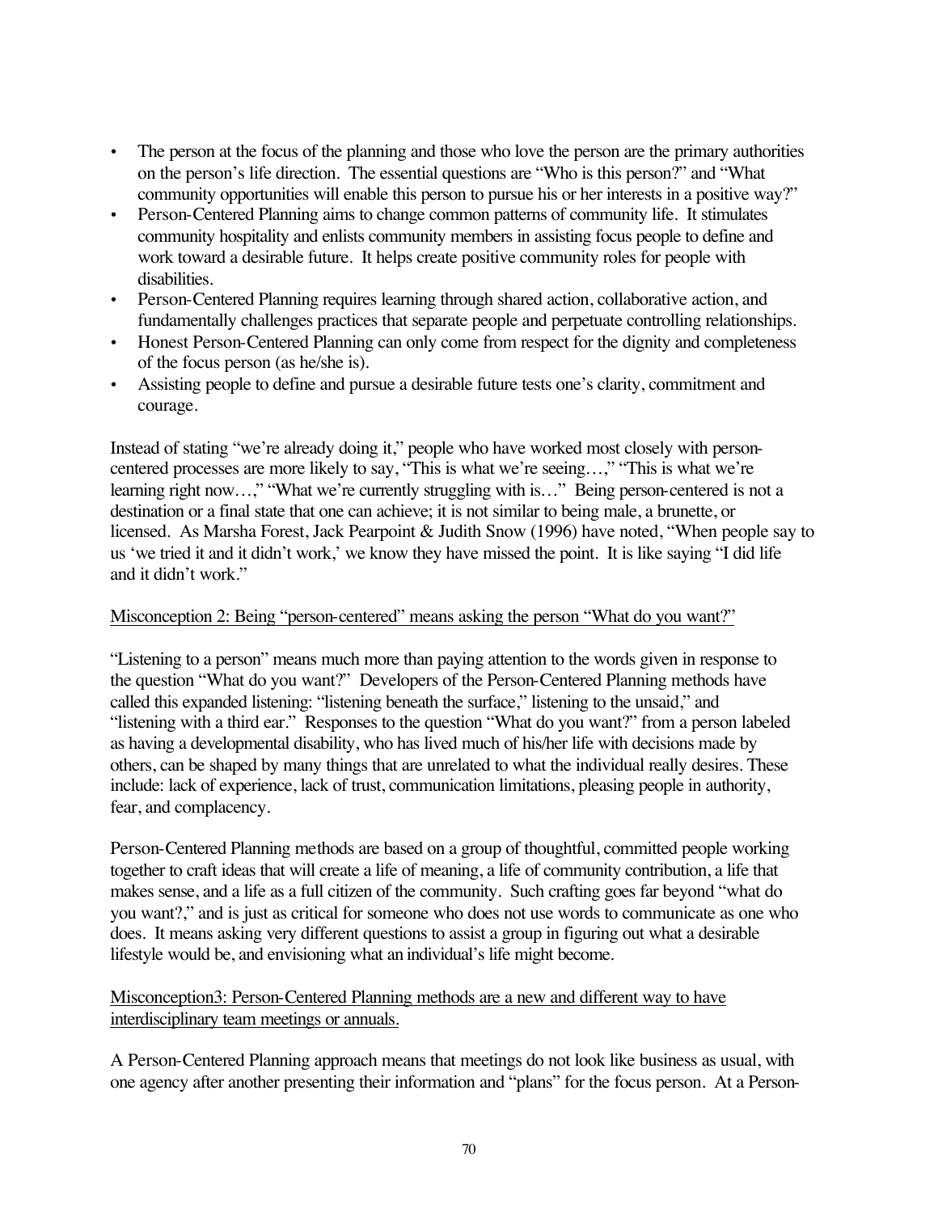- The person at the focus of the planning and those who love the person are the primary authorities on the person's life direction. The essential questions are "Who is this person?" and "What community opportunities will enable this person to pursue his or her interests in a positive way?"
- Person-Centered Planning aims to change common patterns of community life. It stimulates community hospitality and enlists community members in assisting focus people to define and work toward a desirable future. It helps create positive community roles for people with disabilities.
- Person-Centered Planning requires learning through shared action, collaborative action, and fundamentally challenges practices that separate people and perpetuate controlling relationships.
- Honest Person-Centered Planning can only come from respect for the dignity and completeness of the focus person (as he/she is).
- Assisting people to define and pursue a desirable future tests one's clarity, commitment and courage.

Instead of stating "we're already doing it," people who have worked most closely with person-centered processes are more likely to say, "This is what we're seeing…," "This is what we're learning right now…," "What we're currently struggling with is…" Being person-centered is not a destination or a final state that one can achieve; it is not similar to being male, a brunette, or licensed. As Marsha Forest, Jack Pearpoint & Judith Snow (1996) have noted, "When people say to us 'we tried it and it didn't work,' we know they have missed the point. It is like saying "I did life and it didn't work."

<u>Misconception 2: Being "person-centered" means asking the person "What do you want?"</u>

"Listening to a person" means much more than paying attention to the words given in response to the question "What do you want?" Developers of the Person-Centered Planning methods have called this expanded listening: "listening beneath the surface," listening to the unsaid," and "listening with a third ear." Responses to the question "What do you want?" from a person labeled as having a developmental disability, who has lived much of his/her life with decisions made by others, can be shaped by many things that are unrelated to what the individual really desires. These include: lack of experience, lack of trust, communication limitations, pleasing people in authority, fear, and complacency.

Person-Centered Planning methods are based on a group of thoughtful, committed people working together to craft ideas that will create a life of meaning, a life of community contribution, a life that makes sense, and a life as a full citizen of the community. Such crafting goes far beyond "what do you want?," and is just as critical for someone who does not use words to communicate as one who does. It means asking very different questions to assist a group in figuring out what a desirable lifestyle would be, and envisioning what an individual's life might become.

<u>Misconception3: Person-Centered Planning methods are a new and different way to have interdisciplinary team meetings or annuals.</u>

A Person-Centered Planning approach means that meetings do not look like business as usual, with one agency after another presenting their information and "plans" for the focus person. At a Person-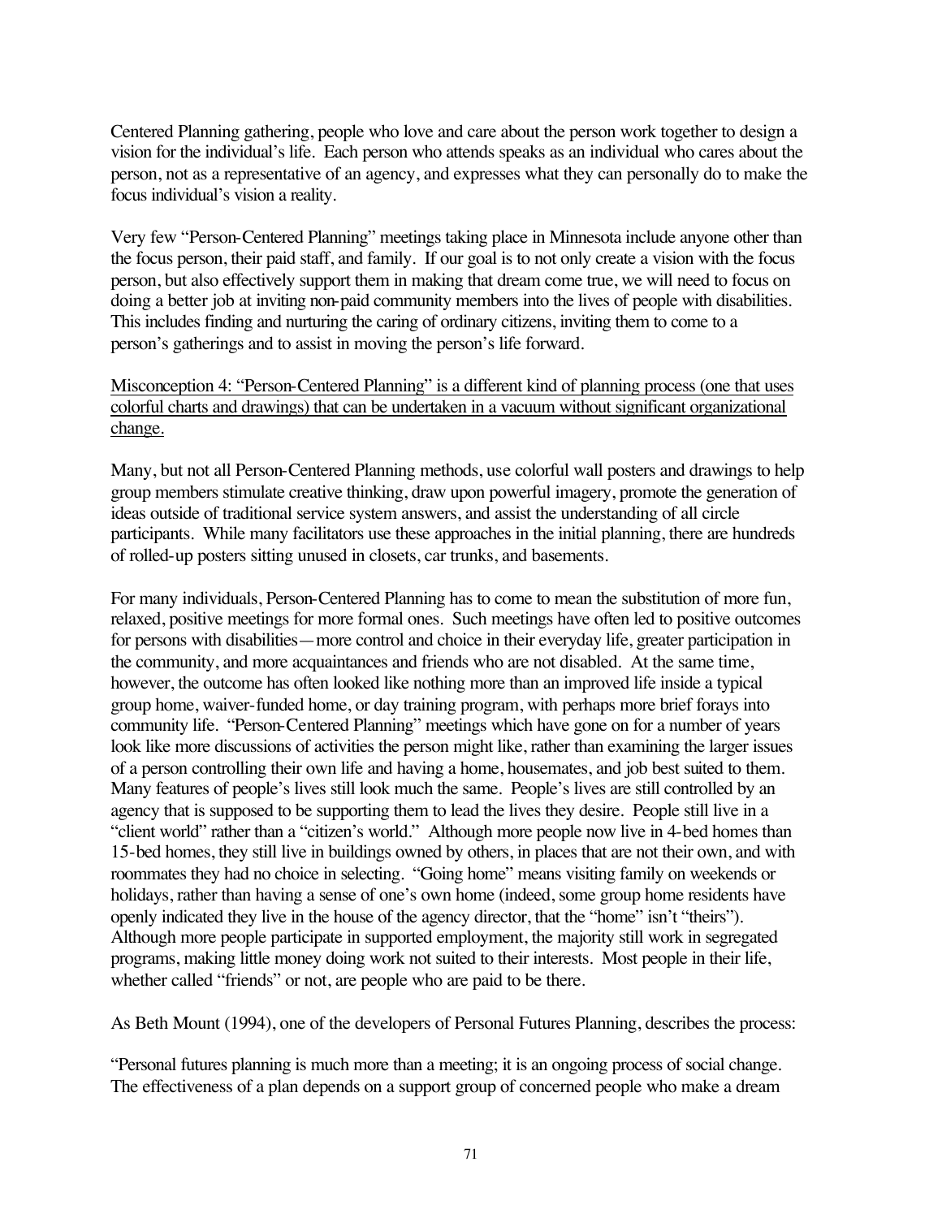Centered Planning gathering, people who love and care about the person work together to design a vision for the individual's life. Each person who attends speaks as an individual who cares about the person, not as a representative of an agency, and expresses what they can personally do to make the focus individual's vision a reality.

Very few "Person-Centered Planning" meetings taking place in Minnesota include anyone other than the focus person, their paid staff, and family. If our goal is to not only create a vision with the focus person, but also effectively support them in making that dream come true, we will need to focus on doing a better job at inviting non-paid community members into the lives of people with disabilities. This includes finding and nurturing the caring of ordinary citizens, inviting them to come to a person's gatherings and to assist in moving the person's life forward.

<u>Misconception 4: "Person-Centered Planning" is a different kind of planning process (one that uses colorful charts and drawings) that can be undertaken in a vacuum without significant organizational change.</u>

Many, but not all Person-Centered Planning methods, use colorful wall posters and drawings to help group members stimulate creative thinking, draw upon powerful imagery, promote the generation of ideas outside of traditional service system answers, and assist the understanding of all circle participants. While many facilitators use these approaches in the initial planning, there are hundreds of rolled-up posters sitting unused in closets, car trunks, and basements.

For many individuals, Person-Centered Planning has to come to mean the substitution of more fun, relaxed, positive meetings for more formal ones. Such meetings have often led to positive outcomes for persons with disabilities—more control and choice in their everyday life, greater participation in the community, and more acquaintances and friends who are not disabled. At the same time, however, the outcome has often looked like nothing more than an improved life inside a typical group home, waiver-funded home, or day training program, with perhaps more brief forays into community life. "Person-Centered Planning" meetings which have gone on for a number of years look like more discussions of activities the person might like, rather than examining the larger issues of a person controlling their own life and having a home, housemates, and job best suited to them. Many features of people's lives still look much the same. People's lives are still controlled by an agency that is supposed to be supporting them to lead the lives they desire. People still live in a "client world" rather than a "citizen's world." Although more people now live in 4-bed homes than 15-bed homes, they still live in buildings owned by others, in places that are not their own, and with roommates they had no choice in selecting. "Going home" means visiting family on weekends or holidays, rather than having a sense of one's own home (indeed, some group home residents have openly indicated they live in the house of the agency director, that the "home" isn't "theirs"). Although more people participate in supported employment, the majority still work in segregated programs, making little money doing work not suited to their interests. Most people in their life, whether called "friends" or not, are people who are paid to be there.

As Beth Mount (1994), one of the developers of Personal Futures Planning, describes the process:

"Personal futures planning is much more than a meeting; it is an ongoing process of social change. The effectiveness of a plan depends on a support group of concerned people who make a dream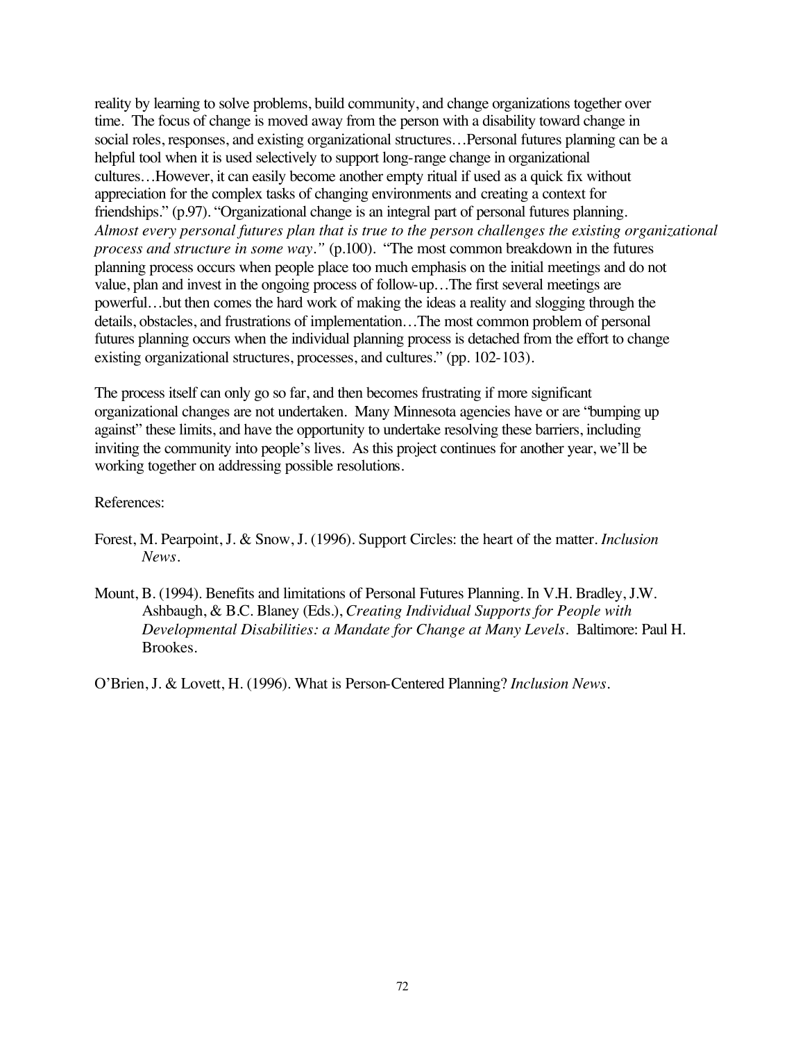reality by learning to solve problems, build community, and change organizations together over time. The focus of change is moved away from the person with a disability toward change in social roles, responses, and existing organizational structures…Personal futures planning can be a helpful tool when it is used selectively to support long-range change in organizational cultures…However, it can easily become another empty ritual if used as a quick fix without appreciation for the complex tasks of changing environments and creating a context for friendships." (p.97). "Organizational change is an integral part of personal futures planning. *Almost every personal futures plan that is true to the person challenges the existing organizational process and structure in some way."* (p.100). "The most common breakdown in the futures planning process occurs when people place too much emphasis on the initial meetings and do not value, plan and invest in the ongoing process of follow-up…The first several meetings are powerful…but then comes the hard work of making the ideas a reality and slogging through the details, obstacles, and frustrations of implementation…The most common problem of personal futures planning occurs when the individual planning process is detached from the effort to change existing organizational structures, processes, and cultures." (pp. 102-103).

The process itself can only go so far, and then becomes frustrating if more significant organizational changes are not undertaken. Many Minnesota agencies have or are "bumping up against" these limits, and have the opportunity to undertake resolving these barriers, including inviting the community into people's lives. As this project continues for another year, we'll be working together on addressing possible resolutions.

References:

Forest, M. Pearpoint, J. & Snow, J. (1996). Support Circles: the heart of the matter. *Inclusion News*.

Mount, B. (1994). Benefits and limitations of Personal Futures Planning. In V.H. Bradley, J.W. Ashbaugh, & B.C. Blaney (Eds.), *Creating Individual Supports for People with Developmental Disabilities: a Mandate for Change at Many Levels*. Baltimore: Paul H. Brookes.

O'Brien, J. & Lovett, H. (1996). What is Person-Centered Planning? *Inclusion News*.